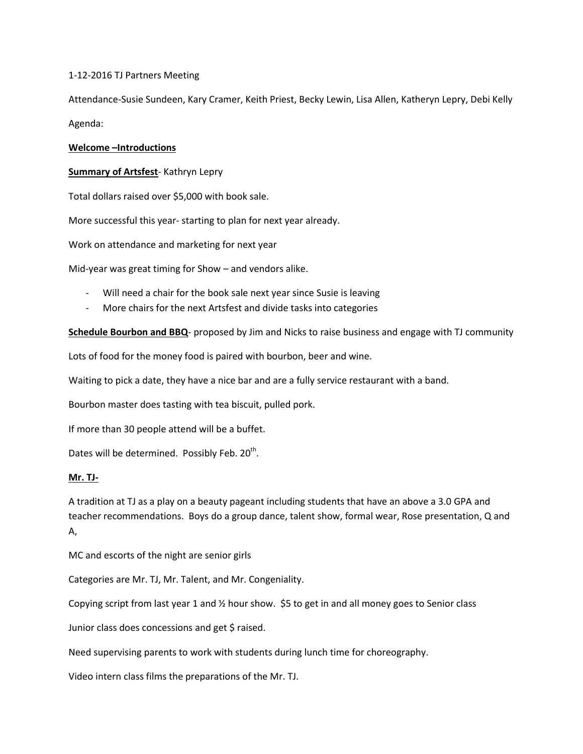1-12-2016 TJ Partners Meeting

Attendance-Susie Sundeen, Kary Cramer, Keith Priest, Becky Lewin, Lisa Allen, Katheryn Lepry, Debi Kelly

Agenda:

**Welcome –Introductions**

**Summary of Artsfest**- Kathryn Lepry

Total dollars raised over $5,000 with book sale.

More successful this year- starting to plan for next year already.

Work on attendance and marketing for next year

Mid-year was great timing for Show – and vendors alike.

- Will need a chair for the book sale next year since Susie is leaving
- More chairs for the next Artsfest and divide tasks into categories

**Schedule Bourbon and BBQ**- proposed by Jim and Nicks to raise business and engage with TJ community

Lots of food for the money food is paired with bourbon, beer and wine.

Waiting to pick a date, they have a nice bar and are a fully service restaurant with a band.

Bourbon master does tasting with tea biscuit, pulled pork.

If more than 30 people attend will be a buffet.

Dates will be determined. Possibly Feb. 20th.

**Mr. TJ-**

A tradition at TJ as a play on a beauty pageant including students that have an above a 3.0 GPA and teacher recommendations. Boys do a group dance, talent show, formal wear, Rose presentation, Q and A,

MC and escorts of the night are senior girls

Categories are Mr. TJ, Mr. Talent, and Mr. Congeniality.

Copying script from last year 1 and ½ hour show. $5 to get in and all money goes to Senior class

Junior class does concessions and get $ raised.

Need supervising parents to work with students during lunch time for choreography.

Video intern class films the preparations of the Mr. TJ.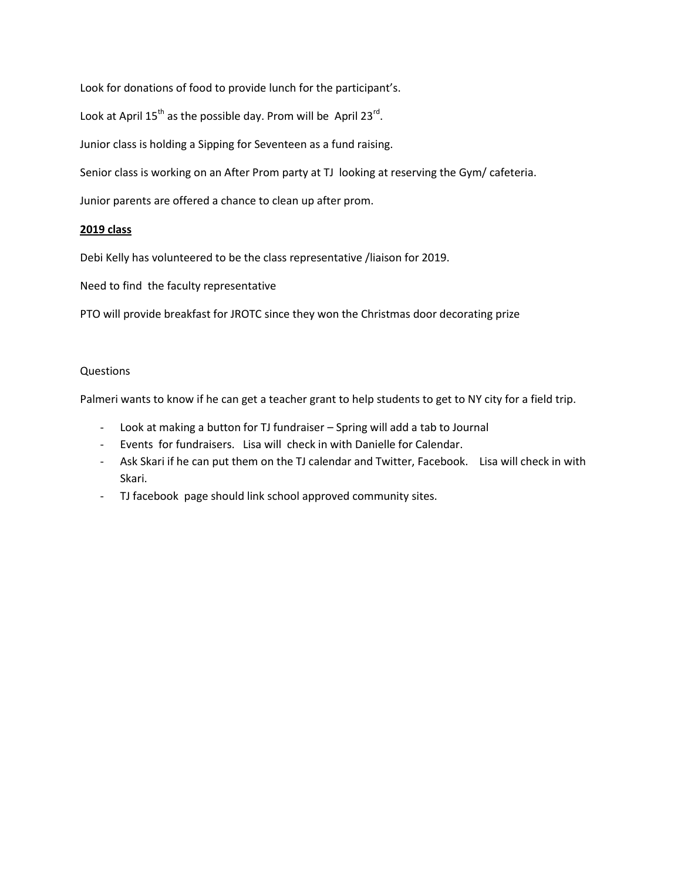Look for donations of food to provide lunch for the participant's.

Look at April 15th as the possible day. Prom will be April 23rd.

Junior class is holding a Sipping for Seventeen as a fund raising.

Senior class is working on an After Prom party at TJ looking at reserving the Gym/ cafeteria.

Junior parents are offered a chance to clean up after prom.

**2019 class**

Debi Kelly has volunteered to be the class representative /liaison for 2019.

Need to find the faculty representative

PTO will provide breakfast for JROTC since they won the Christmas door decorating prize

Questions

Palmeri wants to know if he can get a teacher grant to help students to get to NY city for a field trip.

- Look at making a button for TJ fundraiser – Spring will add a tab to Journal
- Events for fundraisers. Lisa will check in with Danielle for Calendar.
- Ask Skari if he can put them on the TJ calendar and Twitter, Facebook. Lisa will check in with Skari.
- TJ facebook page should link school approved community sites.